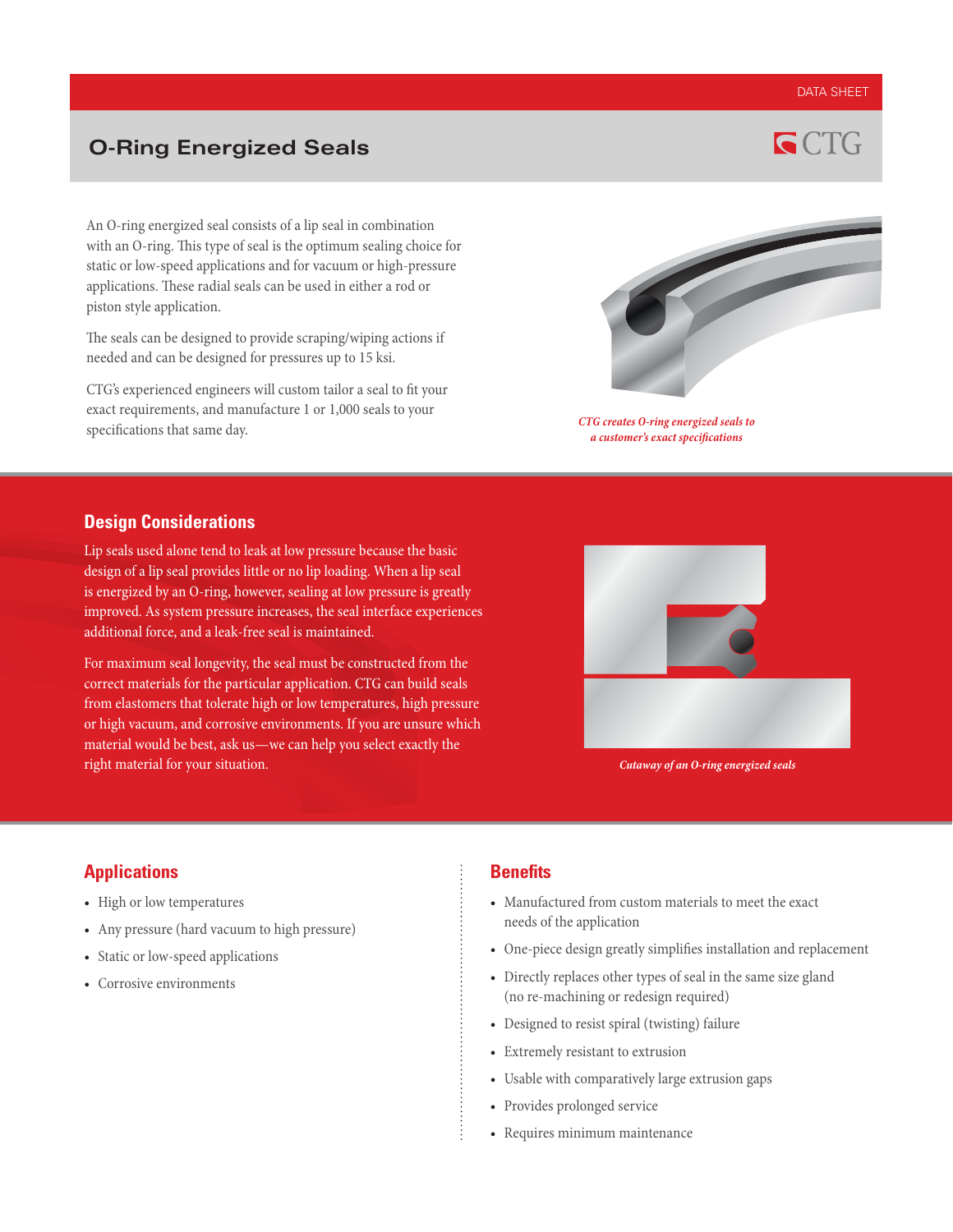DATA SHEET

# O-Ring Energized Seals

An O-ring energized seal consists of a lip seal in combination with an O-ring. This type of seal is the optimum sealing choice for static or low-speed applications and for vacuum or high-pressure applications. These radial seals can be used in either a rod or piston style application.

The seals can be designed to provide scraping/wiping actions if needed and can be designed for pressures up to 15 ksi.

CTG's experienced engineers will custom tailor a seal to fit your exact requirements, and manufacture 1 or 1,000 seals to your specifications that same day.

*CTG creates O-ring energized seals to a customer's exact specifications*

## Design Considerations

Lip seals used alone tend to leak at low pressure because the basic design of a lip seal provides little or no lip loading. When a lip seal is energized by an O-ring, however, sealing at low pressure is greatly improved. As system pressure increases, the seal interface experiences additional force, and a leak-free seal is maintained.

For maximum seal longevity, the seal must be constructed from the correct materials for the particular application. CTG can build seals from elastomers that tolerate high or low temperatures, high pressure or high vacuum, and corrosive environments. If you are unsure which material would be best, ask us—we can help you select exactly the right material for your situation.

*Cutaway of an O-ring energized seals*

## Applications

- High or low temperatures
- Any pressure (hard vacuum to high pressure)
- Static or low-speed applications
- Corrosive environments

## Benefits

- Manufactured from custom materials to meet the exact needs of the application
- One-piece design greatly simplifies installation and replacement
- Directly replaces other types of seal in the same size gland (no re-machining or redesign required)
- Designed to resist spiral (twisting) failure
- Extremely resistant to extrusion
- Usable with comparatively large extrusion gaps
- Provides prolonged service
- Requires minimum maintenance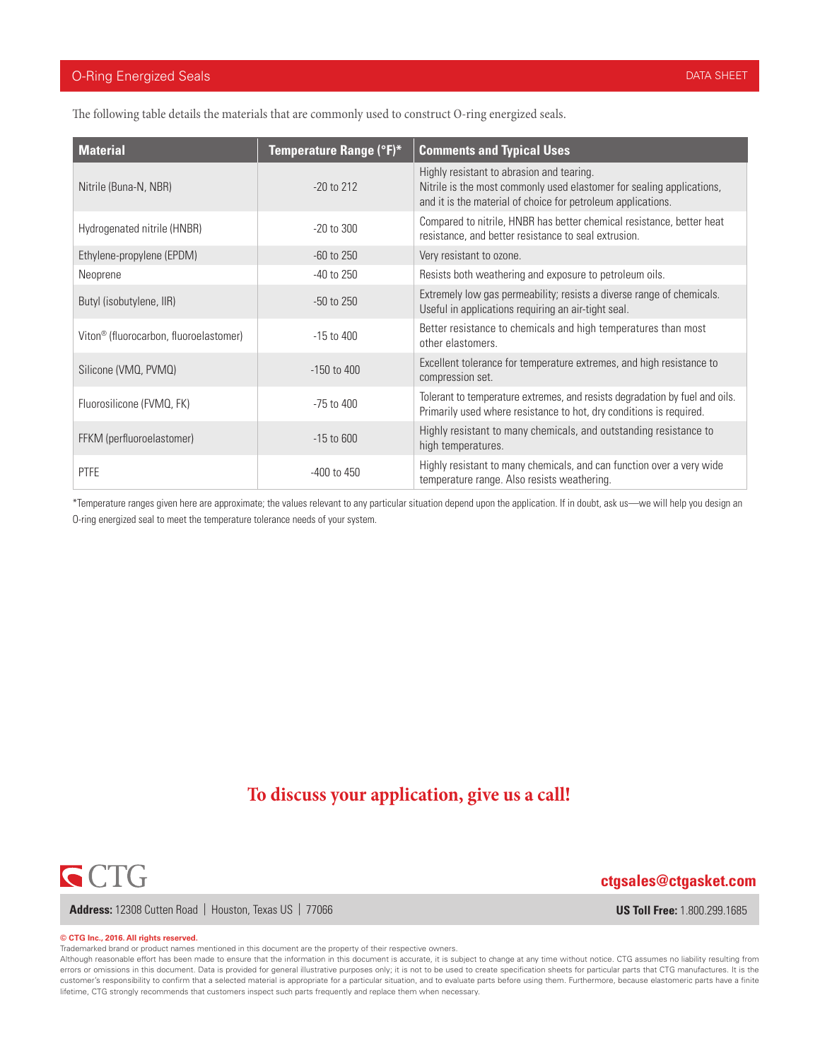The following table details the materials that are commonly used to construct O-ring energized seals.

| Material | Temperature Range (°F)* | Comments and Typical Uses |
|---|---|---|
| Nitrile (Buna-N, NBR) | -20 to 212 | Highly resistant to abrasion and tearing. Nitrile is the most commonly used elastomer for sealing applications, and it is the material of choice for petroleum applications. |
| Hydrogenated nitrile (HNBR) | -20 to 300 | Compared to nitrile, HNBR has better chemical resistance, better heat resistance, and better resistance to seal extrusion. |
| Ethylene-propylene (EPDM) | -60 to 250 | Very resistant to ozone. |
| Neoprene | -40 to 250 | Resists both weathering and exposure to petroleum oils. |
| Butyl (isobutylene, IIR) | -50 to 250 | Extremely low gas permeability; resists a diverse range of chemicals. Useful in applications requiring an air-tight seal. |
| Viton® (fluorocarbon, fluoroelastomer) | -15 to 400 | Better resistance to chemicals and high temperatures than most other elastomers. |
| Silicone (VMQ, PVMQ) | -150 to 400 | Excellent tolerance for temperature extremes, and high resistance to compression set. |
| Fluorosilicone (FVMQ, FK) | -75 to 400 | Tolerant to temperature extremes, and resists degradation by fuel and oils. Primarily used where resistance to hot, dry conditions is required. |
| FFKM (perfluoroelastomer) | -15 to 600 | Highly resistant to many chemicals, and outstanding resistance to high temperatures. |
| PTFE | -400 to 450 | Highly resistant to many chemicals, and can function over a very wide temperature range. Also resists weathering. |

*Temperature ranges given here are approximate; the values relevant to any particular situation depend upon the application. If in doubt, ask us—we will help you design an O-ring energized seal to meet the temperature tolerance needs of your system.

## To discuss your application, give us a call!

CTG

ctgsales@ctgasket.com

**Address:** 12308 Cutten Road | Houston, Texas US | 77066

**US Toll Free:** 1.800.299.1685

**© CTG Inc., 2016. All rights reserved.**

Trademarked brand or product names mentioned in this document are the property of their respective owners.

Although reasonable effort has been made to ensure that the information in this document is accurate, it is subject to change at any time without notice. CTG assumes no liability resulting from errors or omissions in this document. Data is provided for general illustrative purposes only; it is not to be used to create specification sheets for particular parts that CTG manufactures. It is the customer's responsibility to confirm that a selected material is appropriate for a particular situation, and to evaluate parts before using them. Furthermore, because elastomeric parts have a finite lifetime, CTG strongly recommends that customers inspect such parts frequently and replace them when necessary.